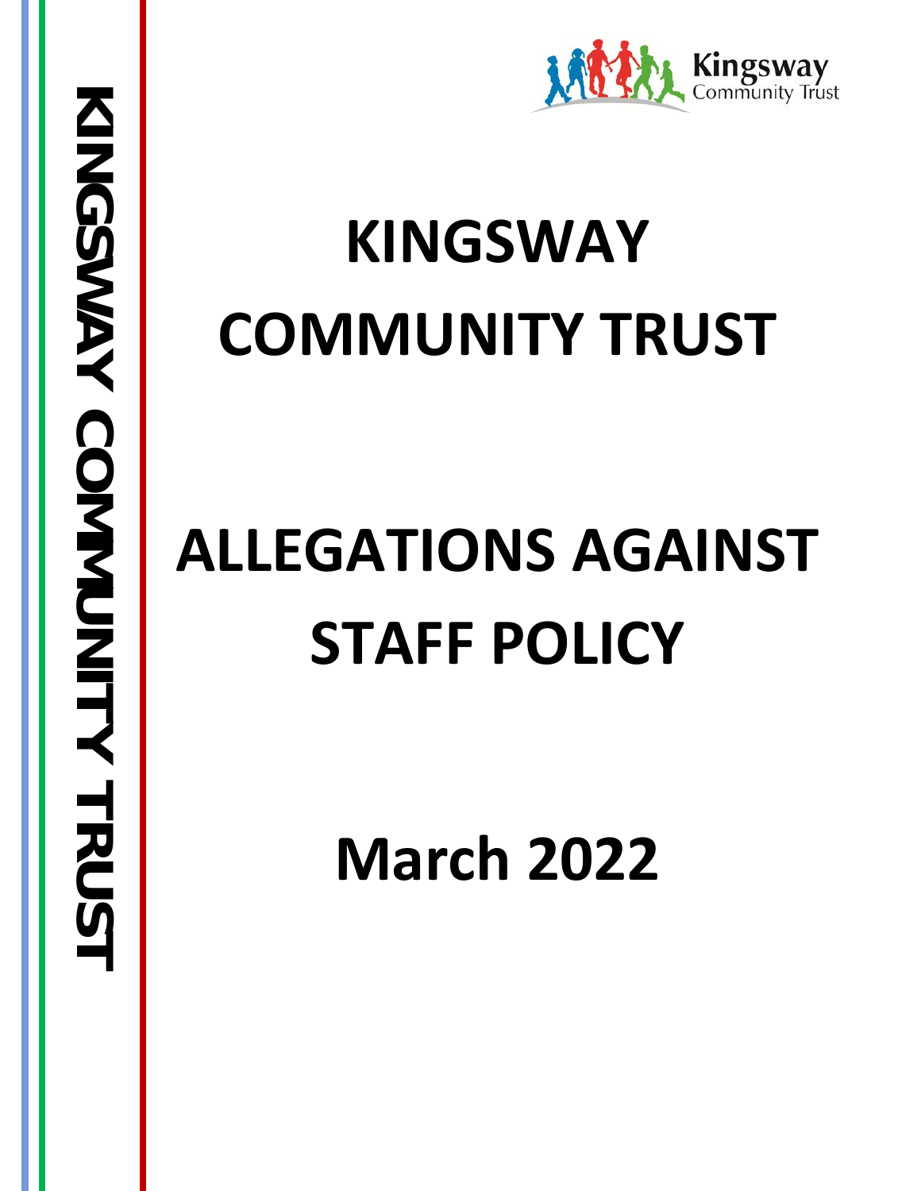# KINGSWAY COMMUNITY TRUST

# ALLEGATIONS AGAINST STAFF POLICY

## March 2022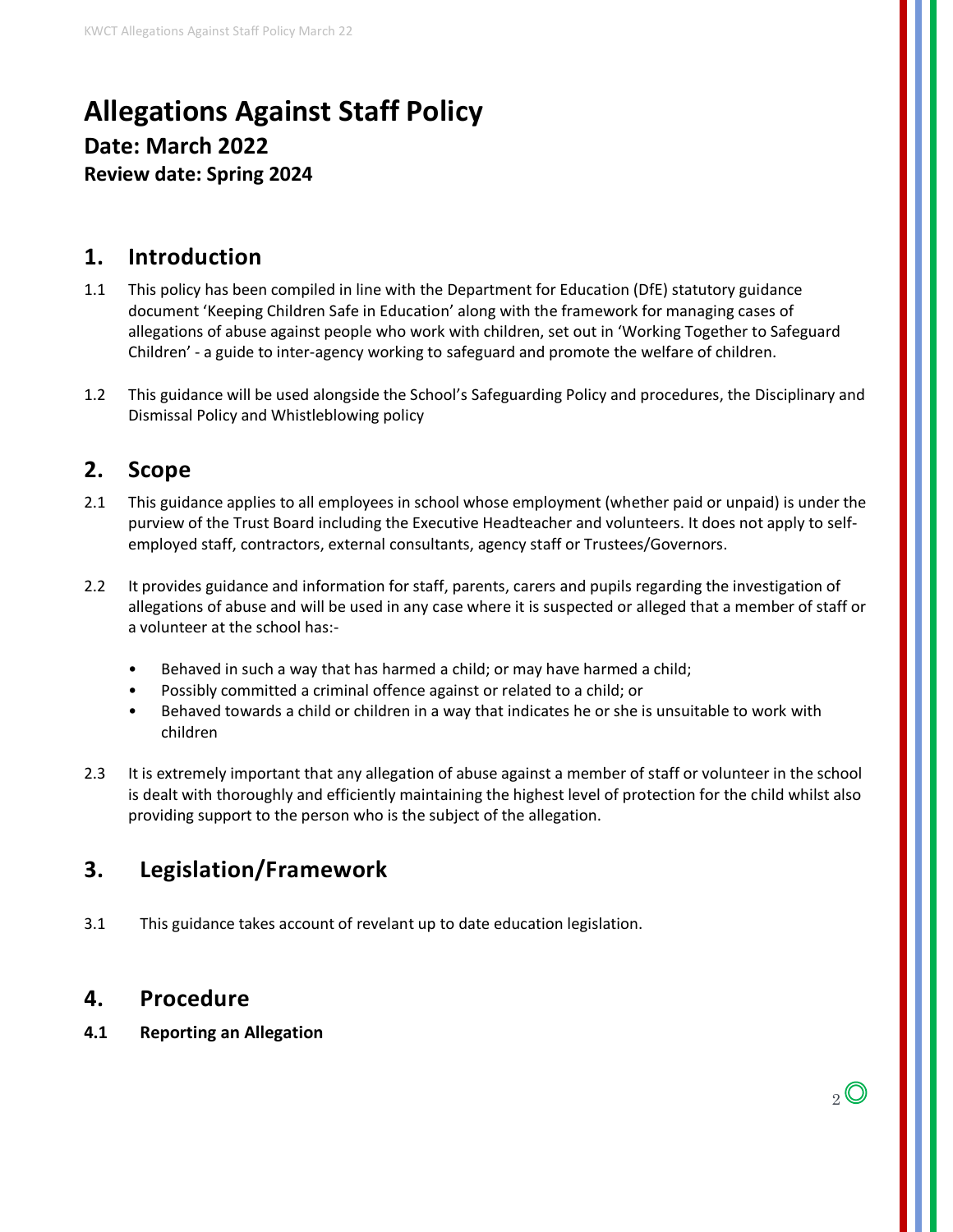# Allegations Against Staff Policy

### Date: March 2022

#### Review date: Spring 2024

## 1. Introduction

1.1 This policy has been compiled in line with the Department for Education (DfE) statutory guidance document 'Keeping Children Safe in Education' along with the framework for managing cases of allegations of abuse against people who work with children, set out in 'Working Together to Safeguard Children' - a guide to inter-agency working to safeguard and promote the welfare of children.

1.2 This guidance will be used alongside the School's Safeguarding Policy and procedures, the Disciplinary and Dismissal Policy and Whistleblowing policy

## 2. Scope

2.1 This guidance applies to all employees in school whose employment (whether paid or unpaid) is under the purview of the Trust Board including the Executive Headteacher and volunteers. It does not apply to self-employed staff, contractors, external consultants, agency staff or Trustees/Governors.

2.2 It provides guidance and information for staff, parents, carers and pupils regarding the investigation of allegations of abuse and will be used in any case where it is suspected or alleged that a member of staff or a volunteer at the school has:-

- Behaved in such a way that has harmed a child; or may have harmed a child;
- Possibly committed a criminal offence against or related to a child; or
- Behaved towards a child or children in a way that indicates he or she is unsuitable to work with children

2.3 It is extremely important that any allegation of abuse against a member of staff or volunteer in the school is dealt with thoroughly and efficiently maintaining the highest level of protection for the child whilst also providing support to the person who is the subject of the allegation.

## 3. Legislation/Framework

3.1 This guidance takes account of revelant up to date education legislation.

## 4. Procedure

### 4.1 Reporting an Allegation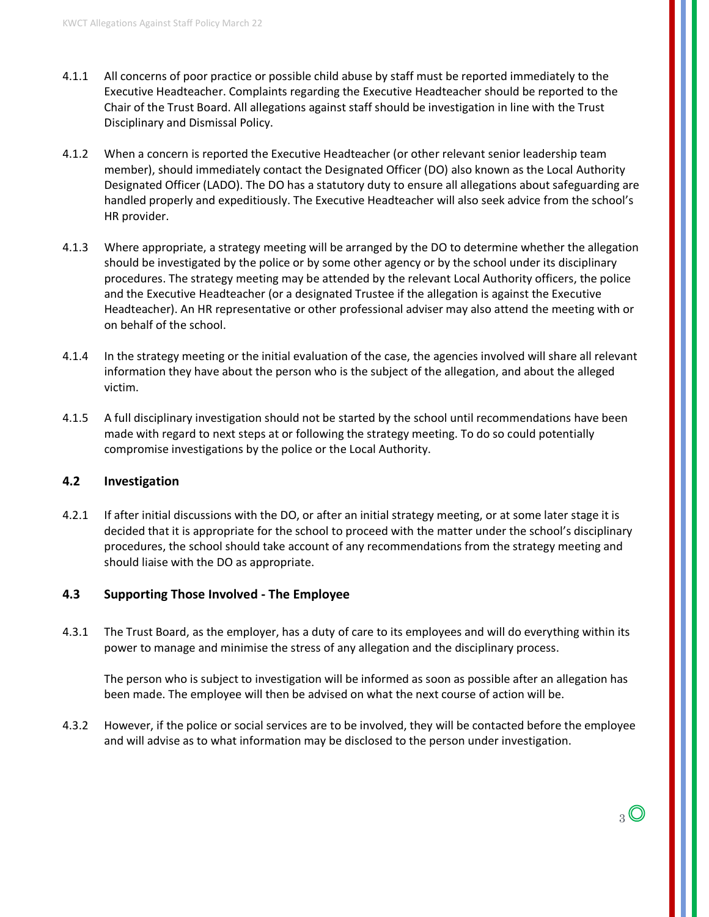4.1.1 All concerns of poor practice or possible child abuse by staff must be reported immediately to the Executive Headteacher. Complaints regarding the Executive Headteacher should be reported to the Chair of the Trust Board. All allegations against staff should be investigation in line with the Trust Disciplinary and Dismissal Policy.

4.1.2 When a concern is reported the Executive Headteacher (or other relevant senior leadership team member), should immediately contact the Designated Officer (DO) also known as the Local Authority Designated Officer (LADO). The DO has a statutory duty to ensure all allegations about safeguarding are handled properly and expeditiously. The Executive Headteacher will also seek advice from the school's HR provider.

4.1.3 Where appropriate, a strategy meeting will be arranged by the DO to determine whether the allegation should be investigated by the police or by some other agency or by the school under its disciplinary procedures. The strategy meeting may be attended by the relevant Local Authority officers, the police and the Executive Headteacher (or a designated Trustee if the allegation is against the Executive Headteacher). An HR representative or other professional adviser may also attend the meeting with or on behalf of the school.

4.1.4 In the strategy meeting or the initial evaluation of the case, the agencies involved will share all relevant information they have about the person who is the subject of the allegation, and about the alleged victim.

4.1.5 A full disciplinary investigation should not be started by the school until recommendations have been made with regard to next steps at or following the strategy meeting. To do so could potentially compromise investigations by the police or the Local Authority.

## 4.2 Investigation

4.2.1 If after initial discussions with the DO, or after an initial strategy meeting, or at some later stage it is decided that it is appropriate for the school to proceed with the matter under the school's disciplinary procedures, the school should take account of any recommendations from the strategy meeting and should liaise with the DO as appropriate.

## 4.3 Supporting Those Involved - The Employee

4.3.1 The Trust Board, as the employer, has a duty of care to its employees and will do everything within its power to manage and minimise the stress of any allegation and the disciplinary process.

The person who is subject to investigation will be informed as soon as possible after an allegation has been made. The employee will then be advised on what the next course of action will be.

4.3.2 However, if the police or social services are to be involved, they will be contacted before the employee and will advise as to what information may be disclosed to the person under investigation.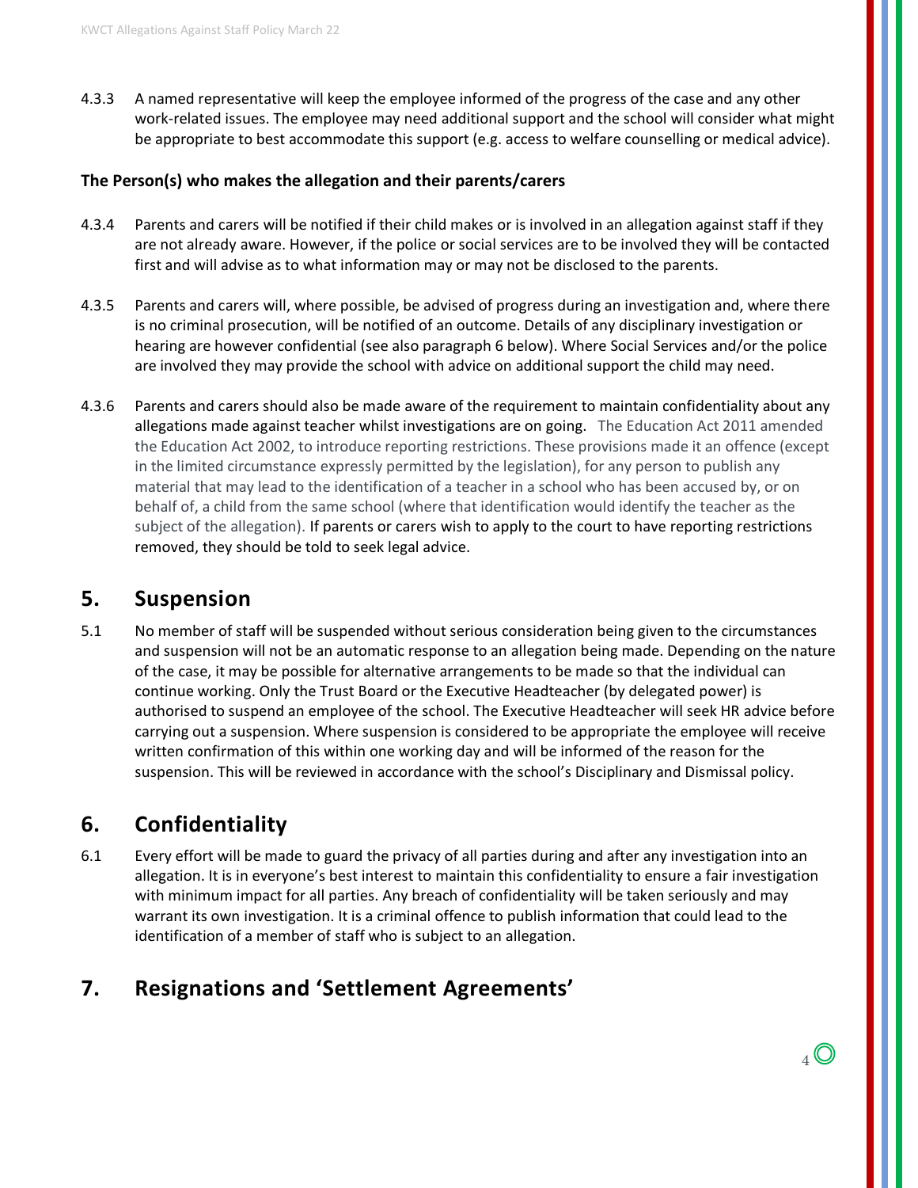4.3.3 A named representative will keep the employee informed of the progress of the case and any other work-related issues. The employee may need additional support and the school will consider what might be appropriate to best accommodate this support (e.g. access to welfare counselling or medical advice).

**The Person(s) who makes the allegation and their parents/carers**

4.3.4 Parents and carers will be notified if their child makes or is involved in an allegation against staff if they are not already aware. However, if the police or social services are to be involved they will be contacted first and will advise as to what information may or may not be disclosed to the parents.

4.3.5 Parents and carers will, where possible, be advised of progress during an investigation and, where there is no criminal prosecution, will be notified of an outcome. Details of any disciplinary investigation or hearing are however confidential (see also paragraph 6 below). Where Social Services and/or the police are involved they may provide the school with advice on additional support the child may need.

4.3.6 Parents and carers should also be made aware of the requirement to maintain confidentiality about any allegations made against teacher whilst investigations are on going. The Education Act 2011 amended the Education Act 2002, to introduce reporting restrictions. These provisions made it an offence (except in the limited circumstance expressly permitted by the legislation), for any person to publish any material that may lead to the identification of a teacher in a school who has been accused by, or on behalf of, a child from the same school (where that identification would identify the teacher as the subject of the allegation). If parents or carers wish to apply to the court to have reporting restrictions removed, they should be told to seek legal advice.

## 5. Suspension

5.1 No member of staff will be suspended without serious consideration being given to the circumstances and suspension will not be an automatic response to an allegation being made. Depending on the nature of the case, it may be possible for alternative arrangements to be made so that the individual can continue working. Only the Trust Board or the Executive Headteacher (by delegated power) is authorised to suspend an employee of the school. The Executive Headteacher will seek HR advice before carrying out a suspension. Where suspension is considered to be appropriate the employee will receive written confirmation of this within one working day and will be informed of the reason for the suspension. This will be reviewed in accordance with the school's Disciplinary and Dismissal policy.

## 6. Confidentiality

6.1 Every effort will be made to guard the privacy of all parties during and after any investigation into an allegation. It is in everyone's best interest to maintain this confidentiality to ensure a fair investigation with minimum impact for all parties. Any breach of confidentiality will be taken seriously and may warrant its own investigation. It is a criminal offence to publish information that could lead to the identification of a member of staff who is subject to an allegation.

## 7. Resignations and 'Settlement Agreements'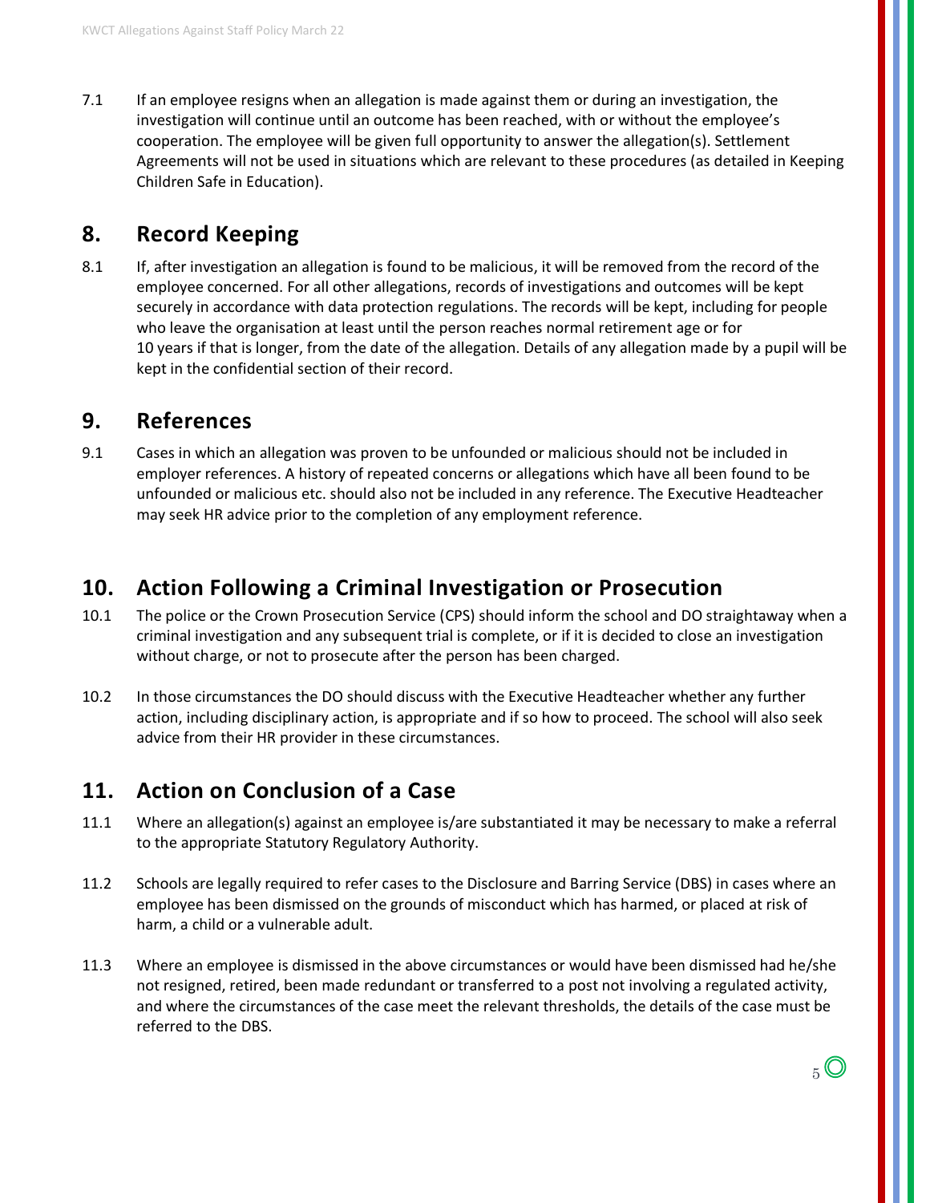7.1 If an employee resigns when an allegation is made against them or during an investigation, the investigation will continue until an outcome has been reached, with or without the employee's cooperation. The employee will be given full opportunity to answer the allegation(s). Settlement Agreements will not be used in situations which are relevant to these procedures (as detailed in Keeping Children Safe in Education).

## 8. Record Keeping

8.1 If, after investigation an allegation is found to be malicious, it will be removed from the record of the employee concerned. For all other allegations, records of investigations and outcomes will be kept securely in accordance with data protection regulations. The records will be kept, including for people who leave the organisation at least until the person reaches normal retirement age or for 10 years if that is longer, from the date of the allegation. Details of any allegation made by a pupil will be kept in the confidential section of their record.

## 9. References

9.1 Cases in which an allegation was proven to be unfounded or malicious should not be included in employer references. A history of repeated concerns or allegations which have all been found to be unfounded or malicious etc. should also not be included in any reference. The Executive Headteacher may seek HR advice prior to the completion of any employment reference.

## 10. Action Following a Criminal Investigation or Prosecution

10.1 The police or the Crown Prosecution Service (CPS) should inform the school and DO straightaway when a criminal investigation and any subsequent trial is complete, or if it is decided to close an investigation without charge, or not to prosecute after the person has been charged.

10.2 In those circumstances the DO should discuss with the Executive Headteacher whether any further action, including disciplinary action, is appropriate and if so how to proceed. The school will also seek advice from their HR provider in these circumstances.

## 11. Action on Conclusion of a Case

11.1 Where an allegation(s) against an employee is/are substantiated it may be necessary to make a referral to the appropriate Statutory Regulatory Authority.

11.2 Schools are legally required to refer cases to the Disclosure and Barring Service (DBS) in cases where an employee has been dismissed on the grounds of misconduct which has harmed, or placed at risk of harm, a child or a vulnerable adult.

11.3 Where an employee is dismissed in the above circumstances or would have been dismissed had he/she not resigned, retired, been made redundant or transferred to a post not involving a regulated activity, and where the circumstances of the case meet the relevant thresholds, the details of the case must be referred to the DBS.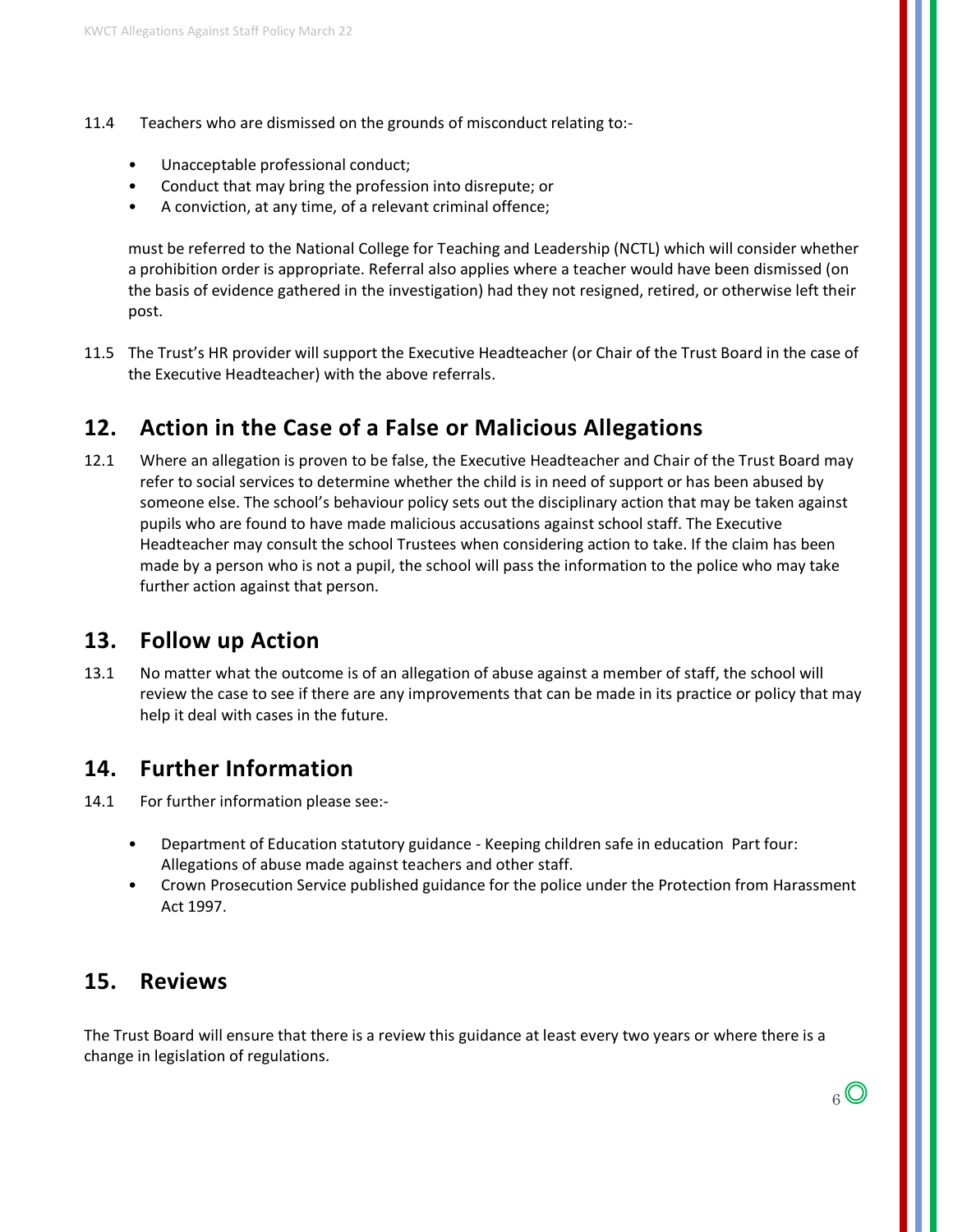11.4 Teachers who are dismissed on the grounds of misconduct relating to:-

- Unacceptable professional conduct;
- Conduct that may bring the profession into disrepute; or
- A conviction, at any time, of a relevant criminal offence;

must be referred to the National College for Teaching and Leadership (NCTL) which will consider whether a prohibition order is appropriate. Referral also applies where a teacher would have been dismissed (on the basis of evidence gathered in the investigation) had they not resigned, retired, or otherwise left their post.

11.5 The Trust's HR provider will support the Executive Headteacher (or Chair of the Trust Board in the case of the Executive Headteacher) with the above referrals.

## 12. Action in the Case of a False or Malicious Allegations

12.1 Where an allegation is proven to be false, the Executive Headteacher and Chair of the Trust Board may refer to social services to determine whether the child is in need of support or has been abused by someone else. The school's behaviour policy sets out the disciplinary action that may be taken against pupils who are found to have made malicious accusations against school staff. The Executive Headteacher may consult the school Trustees when considering action to take. If the claim has been made by a person who is not a pupil, the school will pass the information to the police who may take further action against that person.

## 13. Follow up Action

13.1 No matter what the outcome is of an allegation of abuse against a member of staff, the school will review the case to see if there are any improvements that can be made in its practice or policy that may help it deal with cases in the future.

## 14. Further Information

14.1 For further information please see:-

- Department of Education statutory guidance - Keeping children safe in education Part four: Allegations of abuse made against teachers and other staff.
- Crown Prosecution Service published guidance for the police under the Protection from Harassment Act 1997.

## 15. Reviews

The Trust Board will ensure that there is a review this guidance at least every two years or where there is a change in legislation of regulations.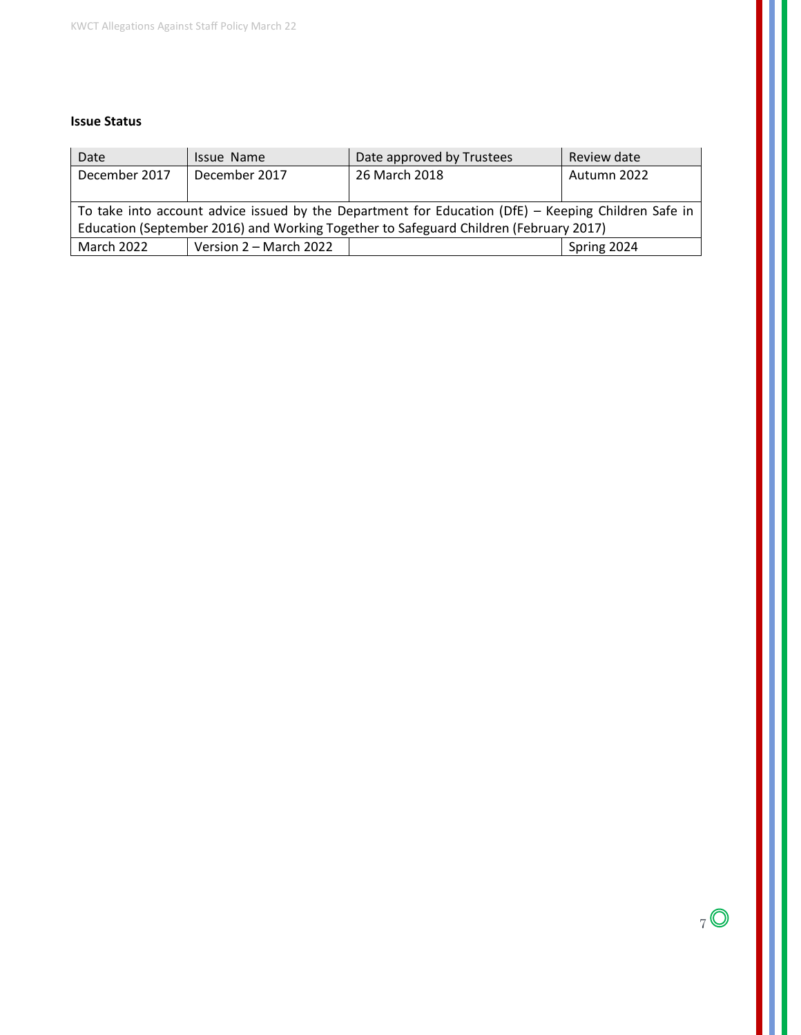**Issue Status**

| Date | Issue Name | Date approved by Trustees | Review date |
| --- | --- | --- | --- |
| December 2017 | December 2017 | 26 March 2018 | Autumn 2022 |
| To take into account advice issued by the Department for Education (DfE) – Keeping Children Safe in Education (September 2016) and Working Together to Safeguard Children (February 2017) | | | |
| March 2022 | Version 2 – March 2022 | | Spring 2024 |